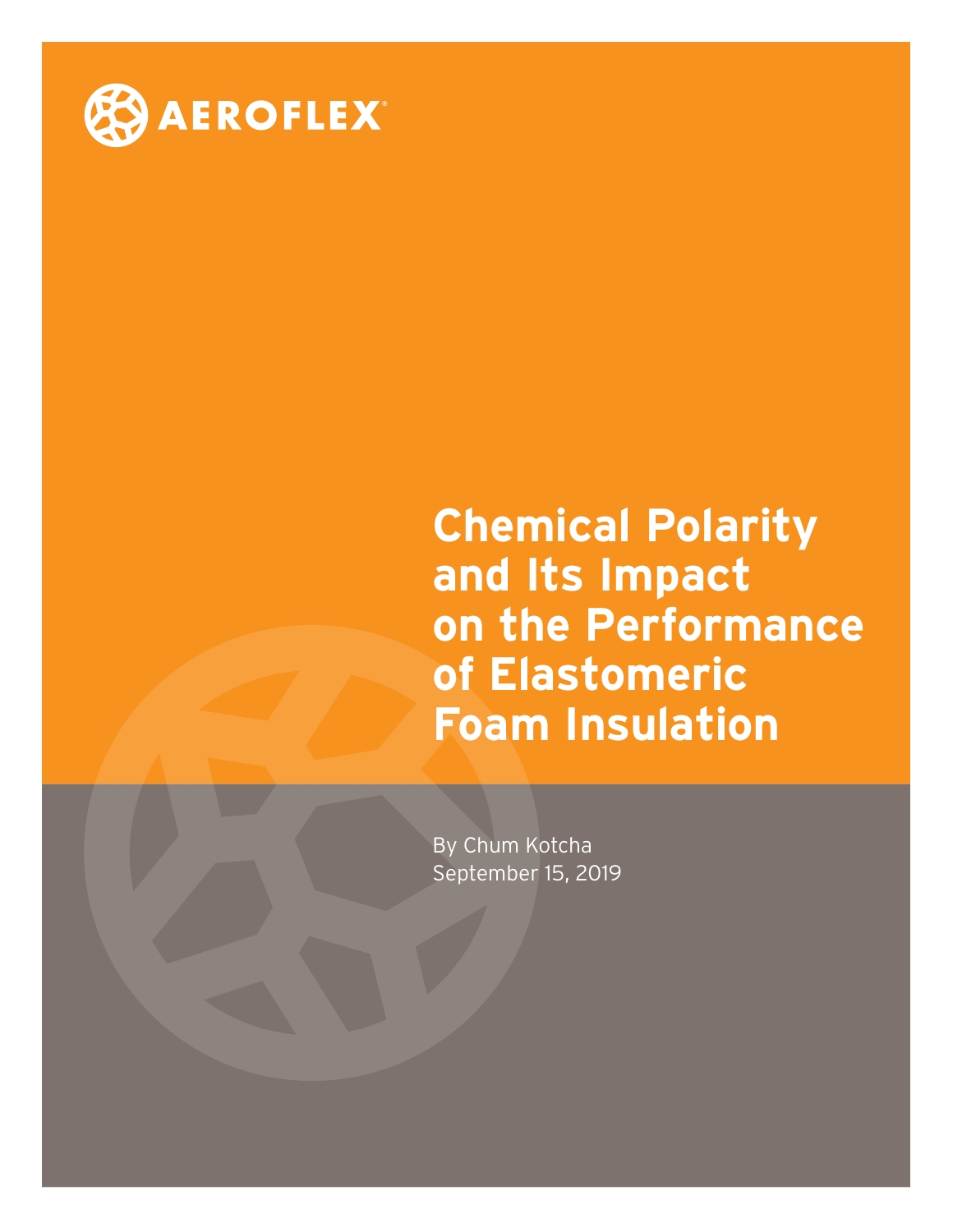AEROFLEX®

# Chemical Polarity and Its Impact on the Performance of Elastomeric Foam Insulation

By Chum Kotcha
September 15, 2019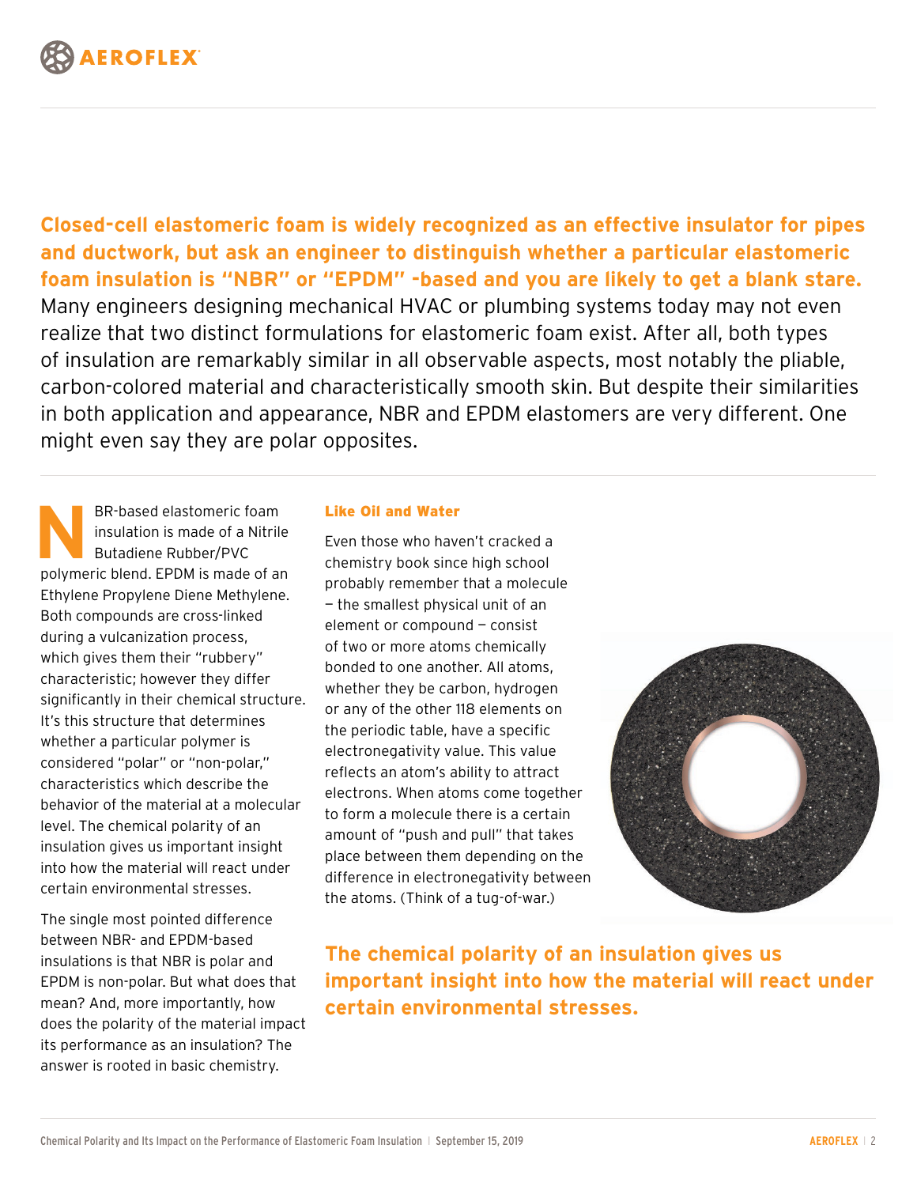**Closed-cell elastomeric foam is widely recognized as an effective insulator for pipes and ductwork, but ask an engineer to distinguish whether a particular elastomeric foam insulation is "NBR" or "EPDM" -based and you are likely to get a blank stare.** Many engineers designing mechanical HVAC or plumbing systems today may not even realize that two distinct formulations for elastomeric foam exist. After all, both types of insulation are remarkably similar in all observable aspects, most notably the pliable, carbon-colored material and characteristically smooth skin. But despite their similarities in both application and appearance, NBR and EPDM elastomers are very different. One might even say they are polar opposites.

NBR-based elastomeric foam insulation is made of a Nitrile Butadiene Rubber/PVC polymeric blend. EPDM is made of an Ethylene Propylene Diene Methylene. Both compounds are cross-linked during a vulcanization process, which gives them their "rubbery" characteristic; however they differ significantly in their chemical structure. It's this structure that determines whether a particular polymer is considered "polar" or "non-polar," characteristics which describe the behavior of the material at a molecular level. The chemical polarity of an insulation gives us important insight into how the material will react under certain environmental stresses.

The single most pointed difference between NBR- and EPDM-based insulations is that NBR is polar and EPDM is non-polar. But what does that mean? And, more importantly, how does the polarity of the material impact its performance as an insulation? The answer is rooted in basic chemistry.

### Like Oil and Water

Even those who haven't cracked a chemistry book since high school probably remember that a molecule – the smallest physical unit of an element or compound – consist of two or more atoms chemically bonded to one another. All atoms, whether they be carbon, hydrogen or any of the other 118 elements on the periodic table, have a specific electronegativity value. This value reflects an atom's ability to attract electrons. When atoms come together to form a molecule there is a certain amount of "push and pull" that takes place between them depending on the difference in electronegativity between the atoms. (Think of a tug-of-war.)

**The chemical polarity of an insulation gives us important insight into how the material will react under certain environmental stresses.**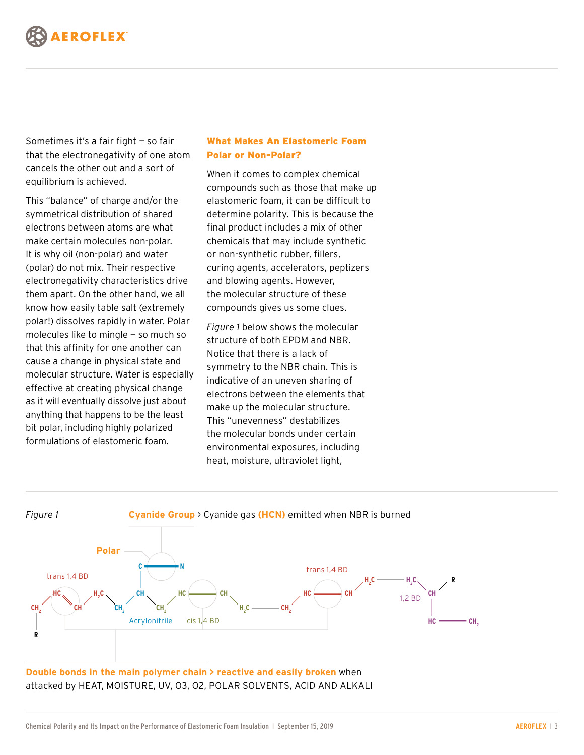Sometimes it's a fair fight – so fair that the electronegativity of one atom cancels the other out and a sort of equilibrium is achieved.

This "balance" of charge and/or the symmetrical distribution of shared electrons between atoms are what make certain molecules non-polar. It is why oil (non-polar) and water (polar) do not mix. Their respective electronegativity characteristics drive them apart. On the other hand, we all know how easily table salt (extremely polar!) dissolves rapidly in water. Polar molecules like to mingle – so much so that this affinity for one another can cause a change in physical state and molecular structure. Water is especially effective at creating physical change as it will eventually dissolve just about anything that happens to be the least bit polar, including highly polarized formulations of elastomeric foam.

## What Makes An Elastomeric Foam Polar or Non-Polar?

When it comes to complex chemical compounds such as those that make up elastomeric foam, it can be difficult to determine polarity. This is because the final product includes a mix of other chemicals that may include synthetic or non-synthetic rubber, fillers, curing agents, accelerators, peptizers and blowing agents. However, the molecular structure of these compounds gives us some clues.

*Figure 1* below shows the molecular structure of both EPDM and NBR. Notice that there is a lack of symmetry to the NBR chain. This is indicative of an uneven sharing of electrons between the elements that make up the molecular structure. This "unevenness" destabilizes the molecular bonds under certain environmental exposures, including heat, moisture, ultraviolet light,

*Figure 1*

**Cyanide Group** > Cyanide gas **(HCN)** emitted when NBR is burned

**Polar**

trans 1,4 BD — Acrylonitrile — cis 1,4 BD — trans 1,4 BD — 1,2 BD

**Double bonds in the main polymer chain > reactive and easily broken** when attacked by HEAT, MOISTURE, UV, O3, O2, POLAR SOLVENTS, ACID AND ALKALI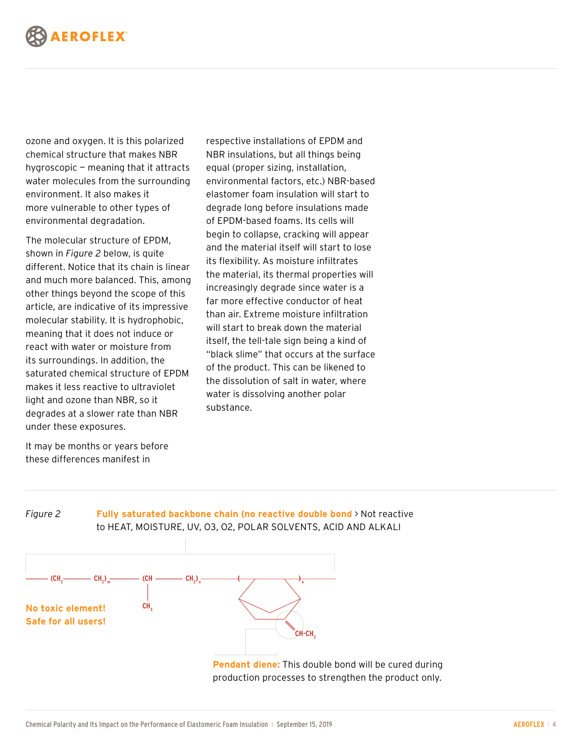ozone and oxygen. It is this polarized chemical structure that makes NBR hygroscopic — meaning that it attracts water molecules from the surrounding environment. It also makes it more vulnerable to other types of environmental degradation.

The molecular structure of EPDM, shown in *Figure 2* below, is quite different. Notice that its chain is linear and much more balanced. This, among other things beyond the scope of this article, are indicative of its impressive molecular stability. It is hydrophobic, meaning that it does not induce or react with water or moisture from its surroundings. In addition, the saturated chemical structure of EPDM makes it less reactive to ultraviolet light and ozone than NBR, so it degrades at a slower rate than NBR under these exposures.

It may be months or years before these differences manifest in respective installations of EPDM and NBR insulations, but all things being equal (proper sizing, installation, environmental factors, etc.) NBR-based elastomer foam insulation will start to degrade long before insulations made of EPDM-based foams. Its cells will begin to collapse, cracking will appear and the material itself will start to lose its flexibility. As moisture infiltrates the material, its thermal properties will increasingly degrade since water is a far more effective conductor of heat than air. Extreme moisture infiltration will start to break down the material itself, the tell-tale sign being a kind of "black slime" that occurs at the surface of the product. This can be likened to the dissolution of salt in water, where water is dissolving another polar substance.

*Figure 2*

**Fully saturated backbone chain (no reactive double bond** > Not reactive to HEAT, MOISTURE, UV, O3, O2, POLAR SOLVENTS, ACID AND ALKALI

$—(CH_2—CH_2)_m—(CH(CH_3)—CH_2)_n—(\ \ )_o$ with pendant $=CH\text{-}CH_3$

**No toxic element! Safe for all users!**

**Pendant diene:** This double bond will be cured during production processes to strengthen the product only.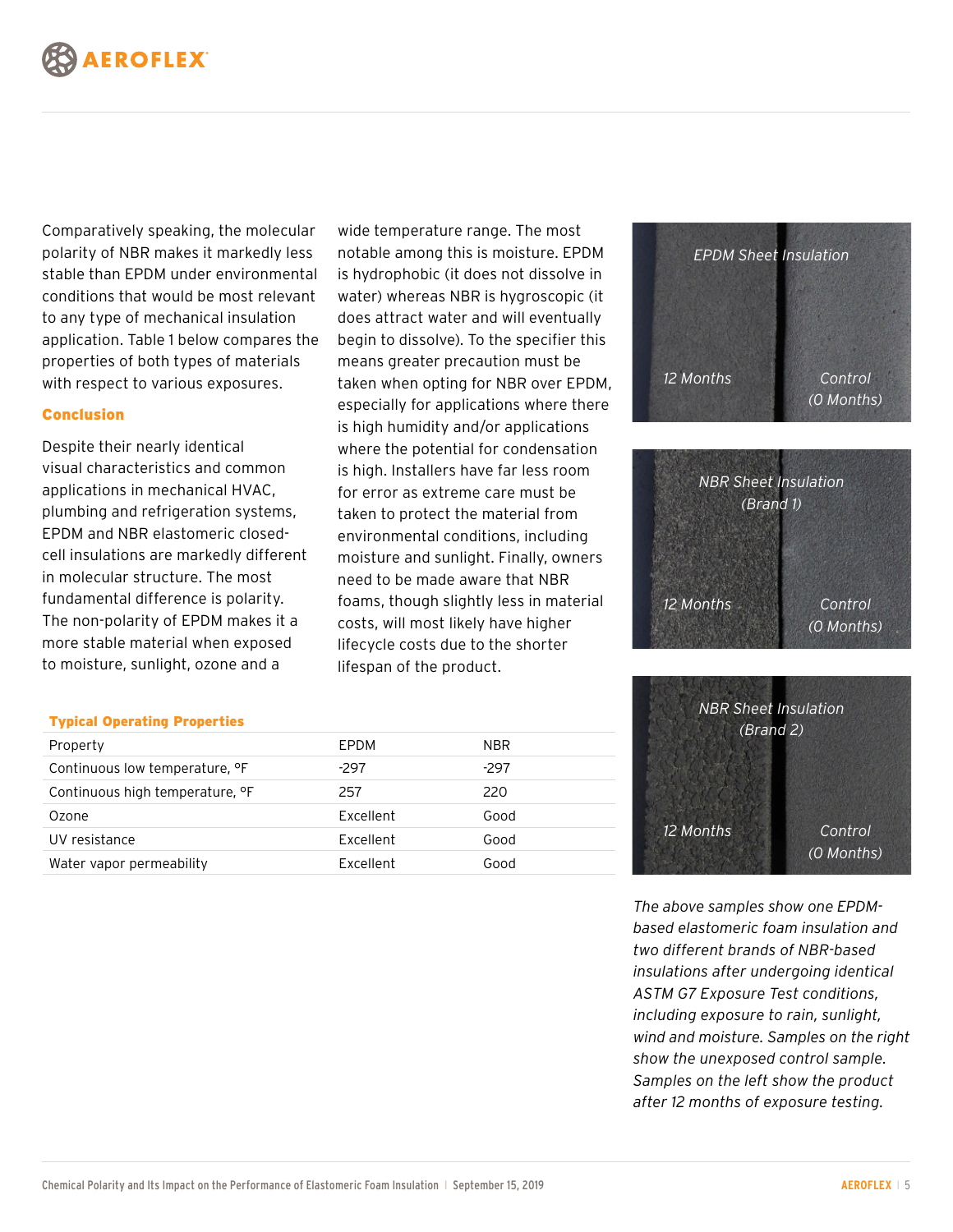Comparatively speaking, the molecular polarity of NBR makes it markedly less stable than EPDM under environmental conditions that would be most relevant to any type of mechanical insulation application. Table 1 below compares the properties of both types of materials with respect to various exposures.

## Conclusion

Despite their nearly identical visual characteristics and common applications in mechanical HVAC, plumbing and refrigeration systems, EPDM and NBR elastomeric closed-cell insulations are markedly different in molecular structure. The most fundamental difference is polarity. The non-polarity of EPDM makes it a more stable material when exposed to moisture, sunlight, ozone and a wide temperature range. The most notable among this is moisture. EPDM is hydrophobic (it does not dissolve in water) whereas NBR is hygroscopic (it does attract water and will eventually begin to dissolve). To the specifier this means greater precaution must be taken when opting for NBR over EPDM, especially for applications where there is high humidity and/or applications where the potential for condensation is high. Installers have far less room for error as extreme care must be taken to protect the material from environmental conditions, including moisture and sunlight. Finally, owners need to be made aware that NBR foams, though slightly less in material costs, will most likely have higher lifecycle costs due to the shorter lifespan of the product.

**Typical Operating Properties**

| Property | EPDM | NBR |
|---|---|---|
| Continuous low temperature, °F | -297 | -297 |
| Continuous high temperature, °F | 257 | 220 |
| Ozone | Excellent | Good |
| UV resistance | Excellent | Good |
| Water vapor permeability | Excellent | Good |

EPDM Sheet Insulation — 12 Months / Control (0 Months)

NBR Sheet Insulation (Brand 1) — 12 Months / Control (0 Months)

NBR Sheet Insulation (Brand 2) — 12 Months / Control (0 Months)

*The above samples show one EPDM-based elastomeric foam insulation and two different brands of NBR-based insulations after undergoing identical ASTM G7 Exposure Test conditions, including exposure to rain, sunlight, wind and moisture. Samples on the right show the unexposed control sample. Samples on the left show the product after 12 months of exposure testing.*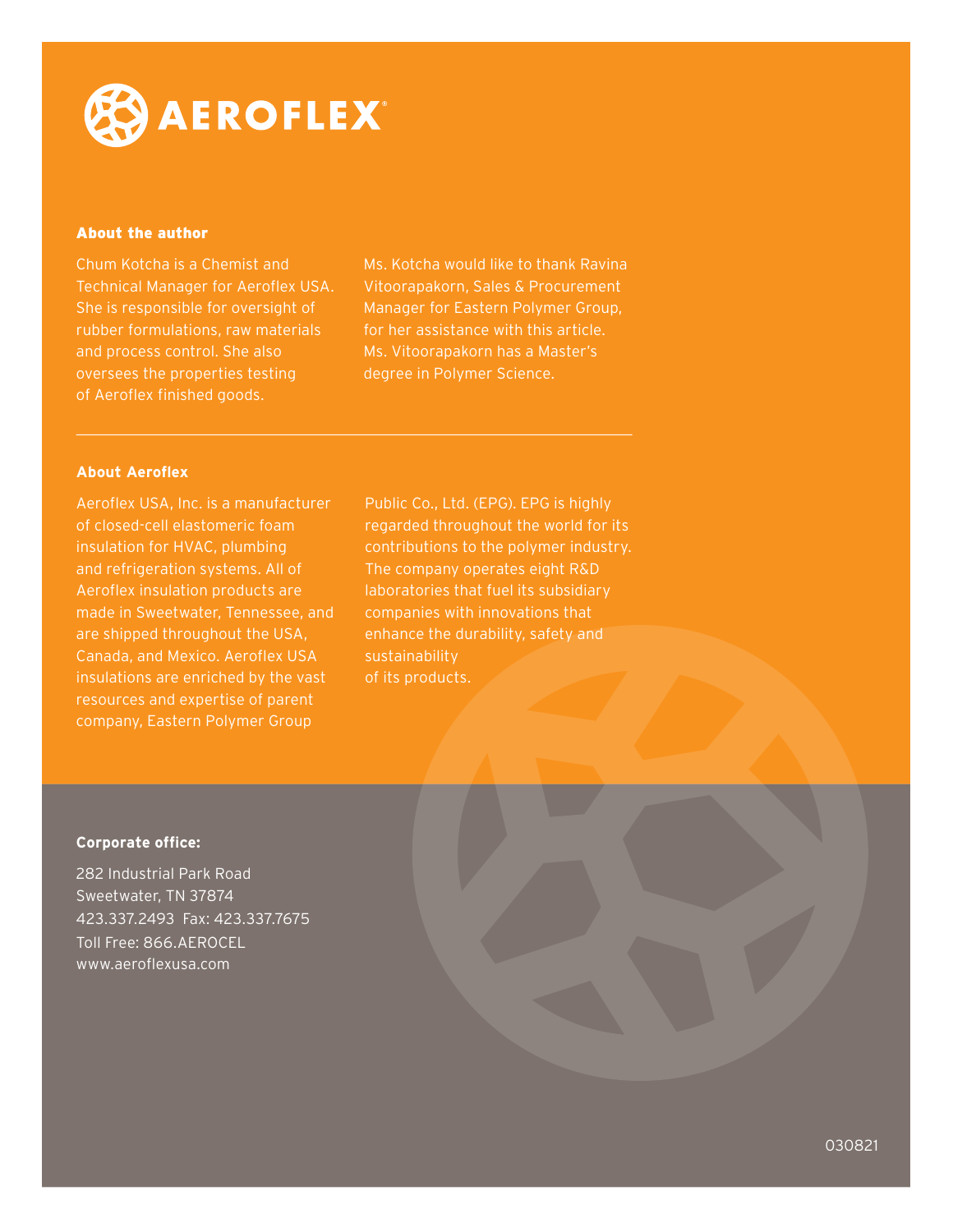AEROFLEX®

## About the author

Chum Kotcha is a Chemist and Technical Manager for Aeroflex USA. She is responsible for oversight of rubber formulations, raw materials and process control. She also oversees the properties testing of Aeroflex finished goods.

Ms. Kotcha would like to thank Ravina Vitoorapakorn, Sales & Procurement Manager for Eastern Polymer Group, for her assistance with this article. Ms. Vitoorapakorn has a Master's degree in Polymer Science.

---

## About Aeroflex

Aeroflex USA, Inc. is a manufacturer of closed-cell elastomeric foam insulation for HVAC, plumbing and refrigeration systems. All of Aeroflex insulation products are made in Sweetwater, Tennessee, and are shipped throughout the USA, Canada, and Mexico. Aeroflex USA insulations are enriched by the vast resources and expertise of parent company, Eastern Polymer Group Public Co., Ltd. (EPG). EPG is highly regarded throughout the world for its contributions to the polymer industry. The company operates eight R&D laboratories that fuel its subsidiary companies with innovations that enhance the durability, safety and sustainability of its products.

**Corporate office:**

282 Industrial Park Road
Sweetwater, TN 37874
423.337.2493 Fax: 423.337.7675
Toll Free: 866.AEROCEL
www.aeroflexusa.com

030821